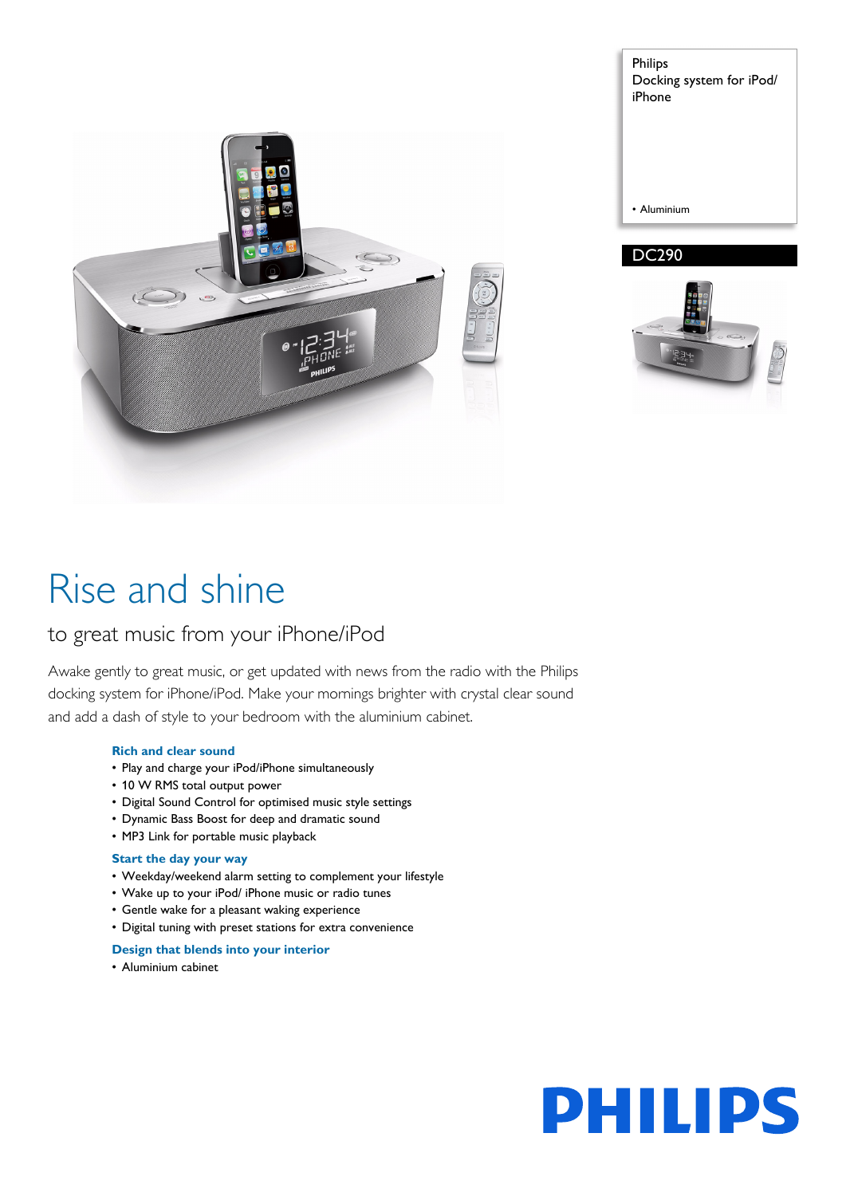Philips
Docking system for iPod/ iPhone

- Aluminium

DC290

# Rise and shine

## to great music from your iPhone/iPod

Awake gently to great music, or get updated with news from the radio with the Philips docking system for iPhone/iPod. Make your mornings brighter with crystal clear sound and add a dash of style to your bedroom with the aluminium cabinet.

### Rich and clear sound

- Play and charge your iPod/iPhone simultaneously
- 10 W RMS total output power
- Digital Sound Control for optimised music style settings
- Dynamic Bass Boost for deep and dramatic sound
- MP3 Link for portable music playback

### Start the day your way

- Weekday/weekend alarm setting to complement your lifestyle
- Wake up to your iPod/ iPhone music or radio tunes
- Gentle wake for a pleasant waking experience
- Digital tuning with preset stations for extra convenience

### Design that blends into your interior

- Aluminium cabinet

PHILIPS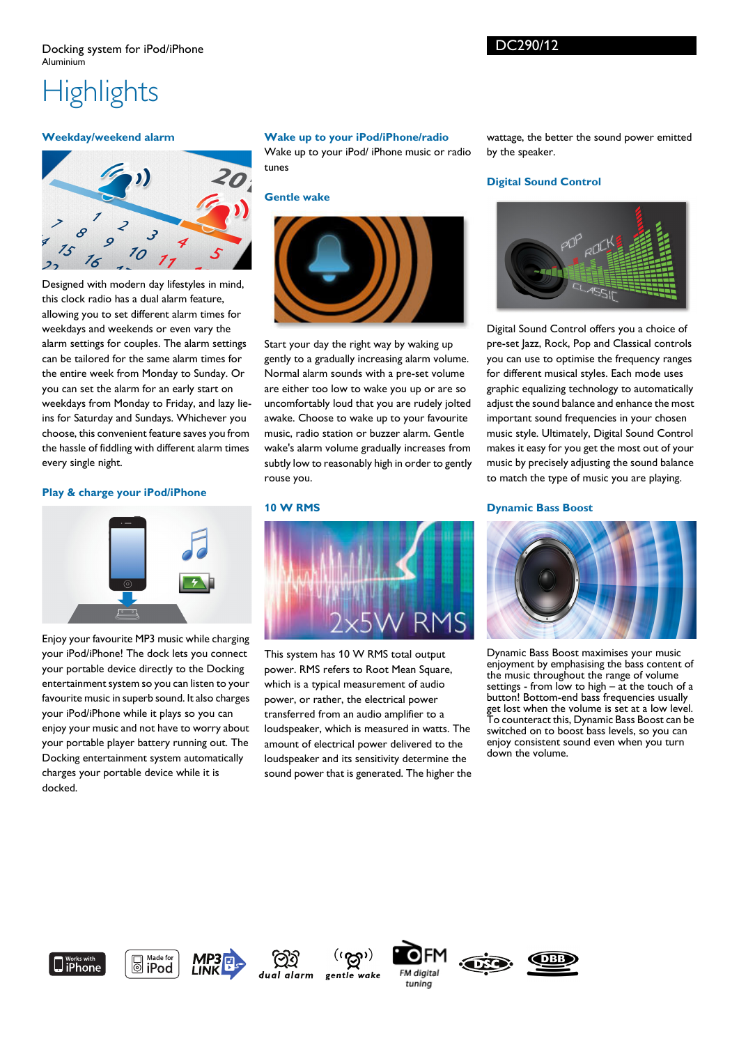Docking system for iPod/iPhone
Aluminium

DC290/12

# Highlights

### Weekday/weekend alarm

Designed with modern day lifestyles in mind, this clock radio has a dual alarm feature, allowing you to set different alarm times for weekdays and weekends or even vary the alarm settings for couples. The alarm settings can be tailored for the same alarm times for the entire week from Monday to Sunday. Or you can set the alarm for an early start on weekdays from Monday to Friday, and lazy lie-ins for Saturday and Sundays. Whichever you choose, this convenient feature saves you from the hassle of fiddling with different alarm times every single night.

### Play & charge your iPod/iPhone

Enjoy your favourite MP3 music while charging your iPod/iPhone! The dock lets you connect your portable device directly to the Docking entertainment system so you can listen to your favourite music in superb sound. It also charges your iPod/iPhone while it plays so you can enjoy your music and not have to worry about your portable player battery running out. The Docking entertainment system automatically charges your portable device while it is docked.

### Wake up to your iPod/iPhone/radio

Wake up to your iPod/ iPhone music or radio tunes

### Gentle wake

Start your day the right way by waking up gently to a gradually increasing alarm volume. Normal alarm sounds with a pre-set volume are either too low to wake you up or are so uncomfortably loud that you are rudely jolted awake. Choose to wake up to your favourite music, radio station or buzzer alarm. Gentle wake's alarm volume gradually increases from subtly low to reasonably high in order to gently rouse you.

### 10 W RMS

This system has 10 W RMS total output power. RMS refers to Root Mean Square, which is a typical measurement of audio power, or rather, the electrical power transferred from an audio amplifier to a loudspeaker, which is measured in watts. The amount of electrical power delivered to the loudspeaker and its sensitivity determine the sound power that is generated. The higher the wattage, the better the sound power emitted by the speaker.

### Digital Sound Control

Digital Sound Control offers you a choice of pre-set Jazz, Rock, Pop and Classical controls you can use to optimise the frequency ranges for different musical styles. Each mode uses graphic equalizing technology to automatically adjust the sound balance and enhance the most important sound frequencies in your chosen music style. Ultimately, Digital Sound Control makes it easy for you get the most out of your music by precisely adjusting the sound balance to match the type of music you are playing.

### Dynamic Bass Boost

Dynamic Bass Boost maximises your music enjoyment by emphasising the bass content of the music throughout the range of volume settings - from low to high – at the touch of a button! Bottom-end bass frequencies usually get lost when the volume is set at a low level. To counteract this, Dynamic Bass Boost can be switched on to boost bass levels, so you can enjoy consistent sound even when you turn down the volume.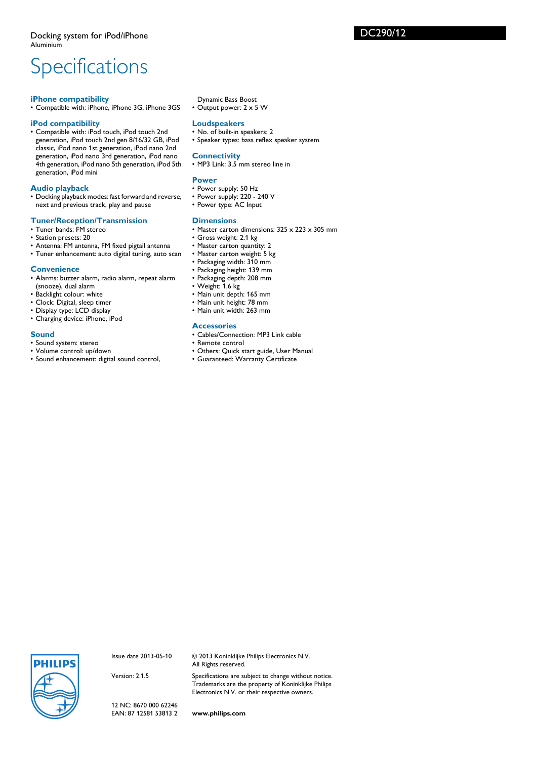Docking system for iPod/iPhone
Aluminium

DC290/12

# Specifications

### iPhone compatibility
- Compatible with: iPhone, iPhone 3G, iPhone 3GS

### iPod compatibility
- Compatible with: iPod touch, iPod touch 2nd generation, iPod touch 2nd gen 8/16/32 GB, iPod classic, iPod nano 1st generation, iPod nano 2nd generation, iPod nano 3rd generation, iPod nano 4th generation, iPod nano 5th generation, iPod 5th generation, iPod mini

### Audio playback
- Docking playback modes: fast forward and reverse, next and previous track, play and pause

### Tuner/Reception/Transmission
- Tuner bands: FM stereo
- Station presets: 20
- Antenna: FM antenna, FM fixed pigtail antenna
- Tuner enhancement: auto digital tuning, auto scan

### Convenience
- Alarms: buzzer alarm, radio alarm, repeat alarm (snooze), dual alarm
- Backlight colour: white
- Clock: Digital, sleep timer
- Display type: LCD display
- Charging device: iPhone, iPod

### Sound
- Sound system: stereo
- Volume control: up/down
- Sound enhancement: digital sound control, Dynamic Bass Boost
- Output power: 2 x 5 W

### Loudspeakers
- No. of built-in speakers: 2
- Speaker types: bass reflex speaker system

### Connectivity
- MP3 Link: 3.5 mm stereo line in

### Power
- Power supply: 50 Hz
- Power supply: 220 - 240 V
- Power type: AC Input

### Dimensions
- Master carton dimensions: 325 x 223 x 305 mm
- Gross weight: 2.1 kg
- Master carton quantity: 2
- Master carton weight: 5 kg
- Packaging width: 310 mm
- Packaging height: 139 mm
- Packaging depth: 208 mm
- Weight: 1.6 kg
- Main unit depth: 165 mm
- Main unit height: 78 mm
- Main unit width: 263 mm

### Accessories
- Cables/Connection: MP3 Link cable
- Remote control
- Others: Quick start guide, User Manual
- Guaranteed: Warranty Certificate

PHILIPS

Issue date 2013-05-10

Version: 2.1.5

12 NC: 8670 000 62246
EAN: 87 12581 53813 2

© 2013 Koninklijke Philips Electronics N.V.
All Rights reserved.

Specifications are subject to change without notice. Trademarks are the property of Koninklijke Philips Electronics N.V. or their respective owners.

**www.philips.com**